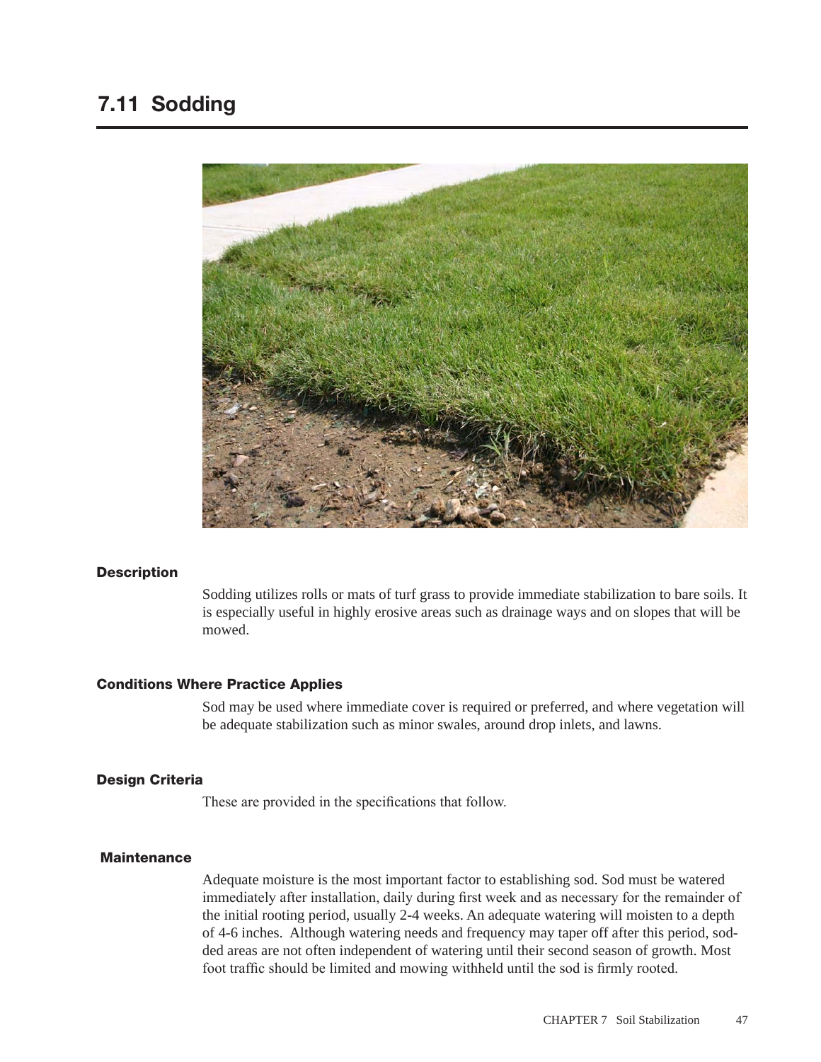# 7.11 Sodding

## Description

Sodding utilizes rolls or mats of turf grass to provide immediate stabilization to bare soils. It is especially useful in highly erosive areas such as drainage ways and on slopes that will be mowed.

## Conditions Where Practice Applies

Sod may be used where immediate cover is required or preferred, and where vegetation will be adequate stabilization such as minor swales, around drop inlets, and lawns.

## Design Criteria

These are provided in the specifications that follow.

## Maintenance

Adequate moisture is the most important factor to establishing sod. Sod must be watered immediately after installation, daily during first week and as necessary for the remainder of the initial rooting period, usually 2-4 weeks. An adequate watering will moisten to a depth of 4-6 inches. Although watering needs and frequency may taper off after this period, sodded areas are not often independent of watering until their second season of growth. Most foot traffic should be limited and mowing withheld until the sod is firmly rooted.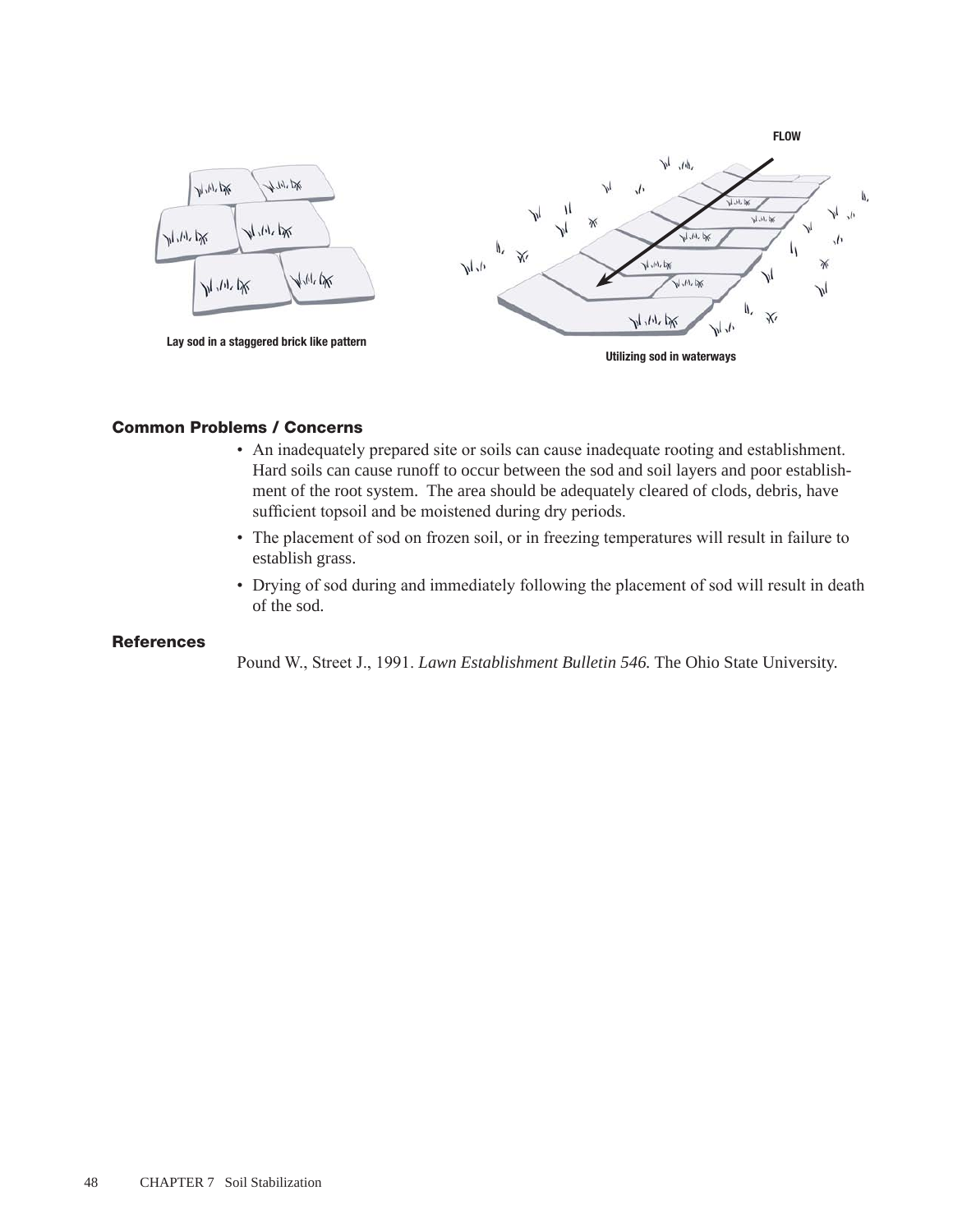Lay sod in a staggered brick like pattern

FLOW

Utilizing sod in waterways

## Common Problems / Concerns

- An inadequately prepared site or soils can cause inadequate rooting and establishment. Hard soils can cause runoff to occur between the sod and soil layers and poor establishment of the root system. The area should be adequately cleared of clods, debris, have sufficient topsoil and be moistened during dry periods.
- The placement of sod on frozen soil, or in freezing temperatures will result in failure to establish grass.
- Drying of sod during and immediately following the placement of sod will result in death of the sod.

## References

Pound W., Street J., 1991. *Lawn Establishment Bulletin 546.* The Ohio State University.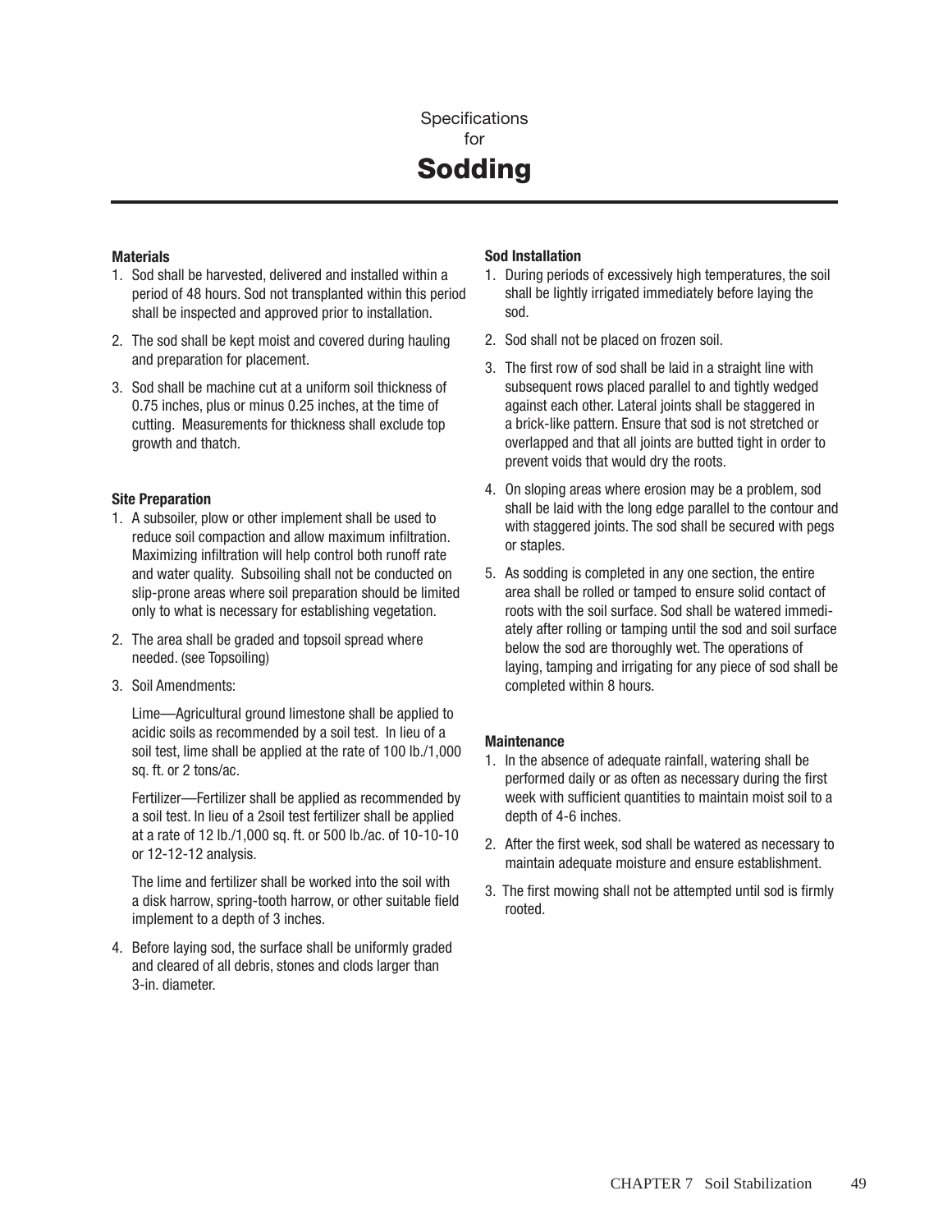Specifications
for

# Sodding

### Materials

1. Sod shall be harvested, delivered and installed within a period of 48 hours. Sod not transplanted within this period shall be inspected and approved prior to installation.
2. The sod shall be kept moist and covered during hauling and preparation for placement.
3. Sod shall be machine cut at a uniform soil thickness of 0.75 inches, plus or minus 0.25 inches, at the time of cutting. Measurements for thickness shall exclude top growth and thatch.

### Site Preparation

1. A subsoiler, plow or other implement shall be used to reduce soil compaction and allow maximum infiltration. Maximizing infiltration will help control both runoff rate and water quality. Subsoiling shall not be conducted on slip-prone areas where soil preparation should be limited only to what is necessary for establishing vegetation.
2. The area shall be graded and topsoil spread where needed. (see Topsoiling)
3. Soil Amendments:

   Lime—Agricultural ground limestone shall be applied to acidic soils as recommended by a soil test. In lieu of a soil test, lime shall be applied at the rate of 100 lb./1,000 sq. ft. or 2 tons/ac.

   Fertilizer—Fertilizer shall be applied as recommended by a soil test. In lieu of a 2soil test fertilizer shall be applied at a rate of 12 lb./1,000 sq. ft. or 500 lb./ac. of 10-10-10 or 12-12-12 analysis.

   The lime and fertilizer shall be worked into the soil with a disk harrow, spring-tooth harrow, or other suitable field implement to a depth of 3 inches.
4. Before laying sod, the surface shall be uniformly graded and cleared of all debris, stones and clods larger than 3-in. diameter.

### Sod Installation

1. During periods of excessively high temperatures, the soil shall be lightly irrigated immediately before laying the sod.
2. Sod shall not be placed on frozen soil.
3. The first row of sod shall be laid in a straight line with subsequent rows placed parallel to and tightly wedged against each other. Lateral joints shall be staggered in a brick-like pattern. Ensure that sod is not stretched or overlapped and that all joints are butted tight in order to prevent voids that would dry the roots.
4. On sloping areas where erosion may be a problem, sod shall be laid with the long edge parallel to the contour and with staggered joints. The sod shall be secured with pegs or staples.
5. As sodding is completed in any one section, the entire area shall be rolled or tamped to ensure solid contact of roots with the soil surface. Sod shall be watered immediately after rolling or tamping until the sod and soil surface below the sod are thoroughly wet. The operations of laying, tamping and irrigating for any piece of sod shall be completed within 8 hours.

### Maintenance

1. In the absence of adequate rainfall, watering shall be performed daily or as often as necessary during the first week with sufficient quantities to maintain moist soil to a depth of 4-6 inches.
2. After the first week, sod shall be watered as necessary to maintain adequate moisture and ensure establishment.
3. The first mowing shall not be attempted until sod is firmly rooted.